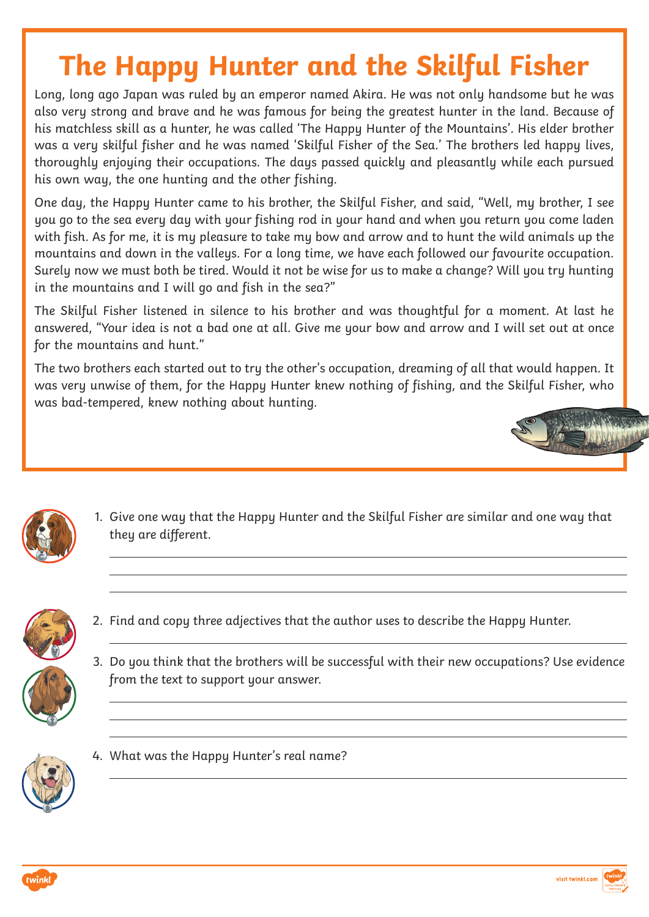# The Happy Hunter and the Skilful Fisher

Long, long ago Japan was ruled by an emperor named Akira. He was not only handsome but he was also very strong and brave and he was famous for being the greatest hunter in the land. Because of his matchless skill as a hunter, he was called 'The Happy Hunter of the Mountains'. His elder brother was a very skilful fisher and he was named 'Skilful Fisher of the Sea.' The brothers led happy lives, thoroughly enjoying their occupations. The days passed quickly and pleasantly while each pursued his own way, the one hunting and the other fishing.

One day, the Happy Hunter came to his brother, the Skilful Fisher, and said, "Well, my brother, I see you go to the sea every day with your fishing rod in your hand and when you return you come laden with fish. As for me, it is my pleasure to take my bow and arrow and to hunt the wild animals up the mountains and down in the valleys. For a long time, we have each followed our favourite occupation. Surely now we must both be tired. Would it not be wise for us to make a change? Will you try hunting in the mountains and I will go and fish in the sea?"

The Skilful Fisher listened in silence to his brother and was thoughtful for a moment. At last he answered, "Your idea is not a bad one at all. Give me your bow and arrow and I will set out at once for the mountains and hunt."

The two brothers each started out to try the other's occupation, dreaming of all that would happen. It was very unwise of them, for the Happy Hunter knew nothing of fishing, and the Skilful Fisher, who was bad-tempered, knew nothing about hunting.

1. Give one way that the Happy Hunter and the Skilful Fisher are similar and one way that they are different.

_______________________________________________

_______________________________________________

_______________________________________________

2. Find and copy three adjectives that the author uses to describe the Happy Hunter.

_______________________________________________

3. Do you think that the brothers will be successful with their new occupations? Use evidence from the text to support your answer.

_______________________________________________

_______________________________________________

_______________________________________________

4. What was the Happy Hunter's real name?

_______________________________________________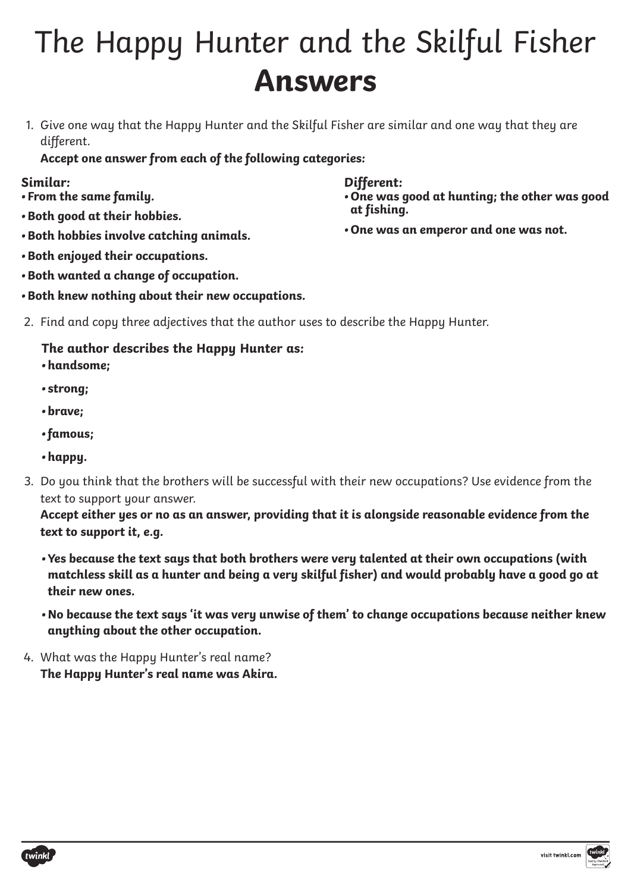# The Happy Hunter and the Skilful Fisher
# **Answers**

1. Give one way that the Happy Hunter and the Skilful Fisher are similar and one way that they are different.

   ***Accept one answer from each of the following categories:***

   ***Similar:***
   - ***From the same family.***
   - ***Both good at their hobbies.***
   - ***Both hobbies involve catching animals.***
   - ***Both enjoyed their occupations.***
   - ***Both wanted a change of occupation.***
   - ***Both knew nothing about their new occupations.***

   ***Different:***
   - ***One was good at hunting; the other was good at fishing.***
   - ***One was an emperor and one was not.***

2. Find and copy three adjectives that the author uses to describe the Happy Hunter.

   ***The author describes the Happy Hunter as:***
   - ***handsome;***
   - ***strong;***
   - ***brave;***
   - ***famous;***
   - ***happy.***

3. Do you think that the brothers will be successful with their new occupations? Use evidence from the text to support your answer.

   ***Accept either yes or no as an answer, providing that it is alongside reasonable evidence from the text to support it, e.g.***

   - ***Yes because the text says that both brothers were very talented at their own occupations (with matchless skill as a hunter and being a very skilful fisher) and would probably have a good go at their new ones.***
   - ***No because the text says 'it was very unwise of them' to change occupations because neither knew anything about the other occupation.***

4. What was the Happy Hunter's real name?

   ***The Happy Hunter's real name was Akira.***